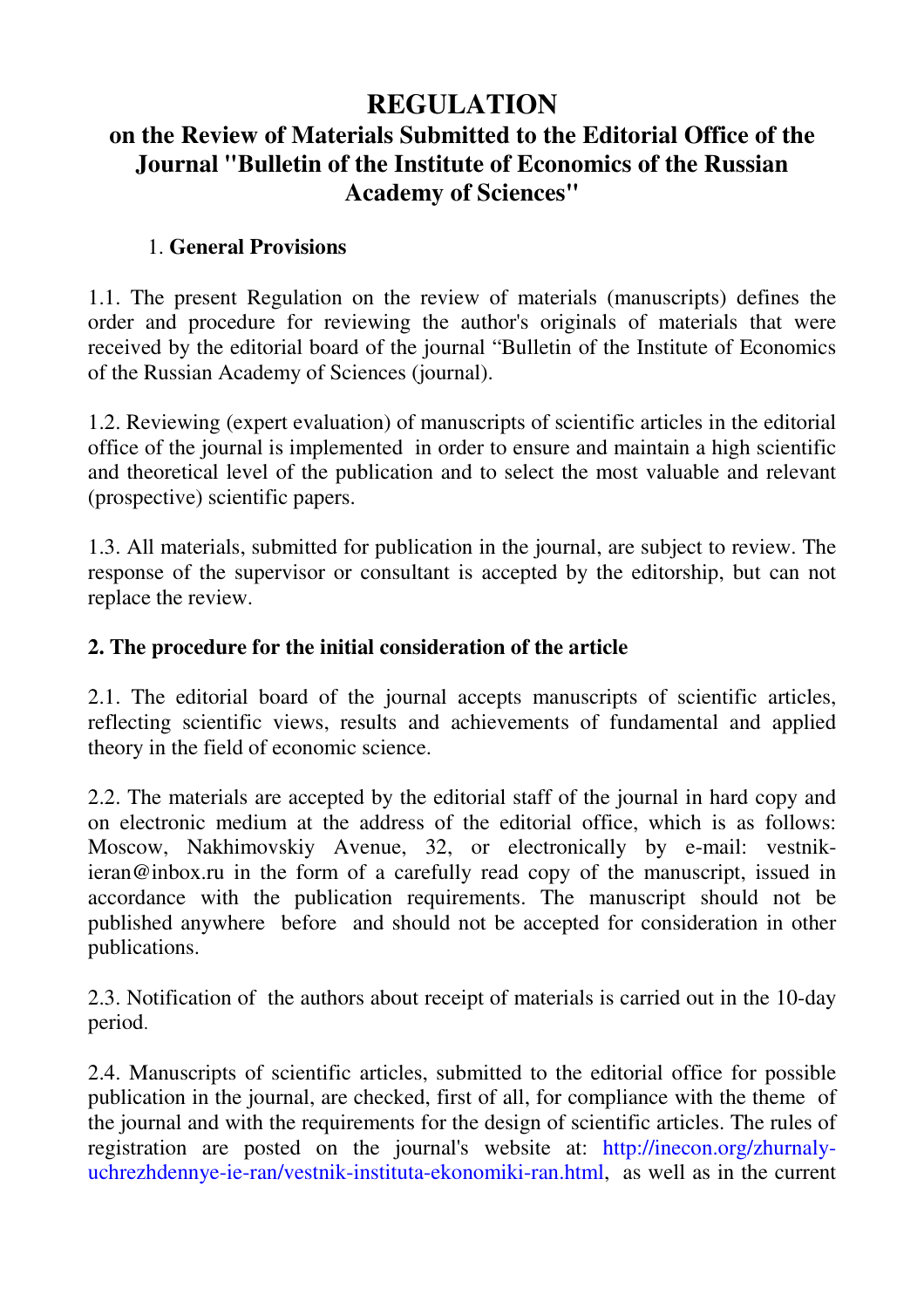# REGULATION

## on the Review of Materials Submitted to the Editorial Office of the Journal "Bulletin of the Institute of Economics of the Russian Academy of Sciences"

### 1. General Provisions

1.1. The present Regulation on the review of materials (manuscripts) defines the order and procedure for reviewing the author's originals of materials that were received by the editorial board of the journal "Bulletin of the Institute of Economics of the Russian Academy of Sciences (journal).

1.2. Reviewing (expert evaluation) of manuscripts of scientific articles in the editorial office of the journal is implemented in order to ensure and maintain a high scientific and theoretical level of the publication and to select the most valuable and relevant (prospective) scientific papers.

1.3. All materials, submitted for publication in the journal, are subject to review. The response of the supervisor or consultant is accepted by the editorship, but can not replace the review.

### 2. The procedure for the initial consideration of the article

2.1. The editorial board of the journal accepts manuscripts of scientific articles, reflecting scientific views, results and achievements of fundamental and applied theory in the field of economic science.

2.2. The materials are accepted by the editorial staff of the journal in hard copy and on electronic medium at the address of the editorial office, which is as follows: Moscow, Nakhimovskiy Avenue, 32, or electronically by e-mail: vestnik-ieran@inbox.ru in the form of a carefully read copy of the manuscript, issued in accordance with the publication requirements. The manuscript should not be published anywhere before and should not be accepted for consideration in other publications.

2.3. Notification of the authors about receipt of materials is carried out in the 10-day period.

2.4. Manuscripts of scientific articles, submitted to the editorial office for possible publication in the journal, are checked, first of all, for compliance with the theme of the journal and with the requirements for the design of scientific articles. The rules of registration are posted on the journal's website at: http://inecon.org/zhurnaly-uchrezhdennye-ie-ran/vestnik-instituta-ekonomiki-ran.html, as well as in the current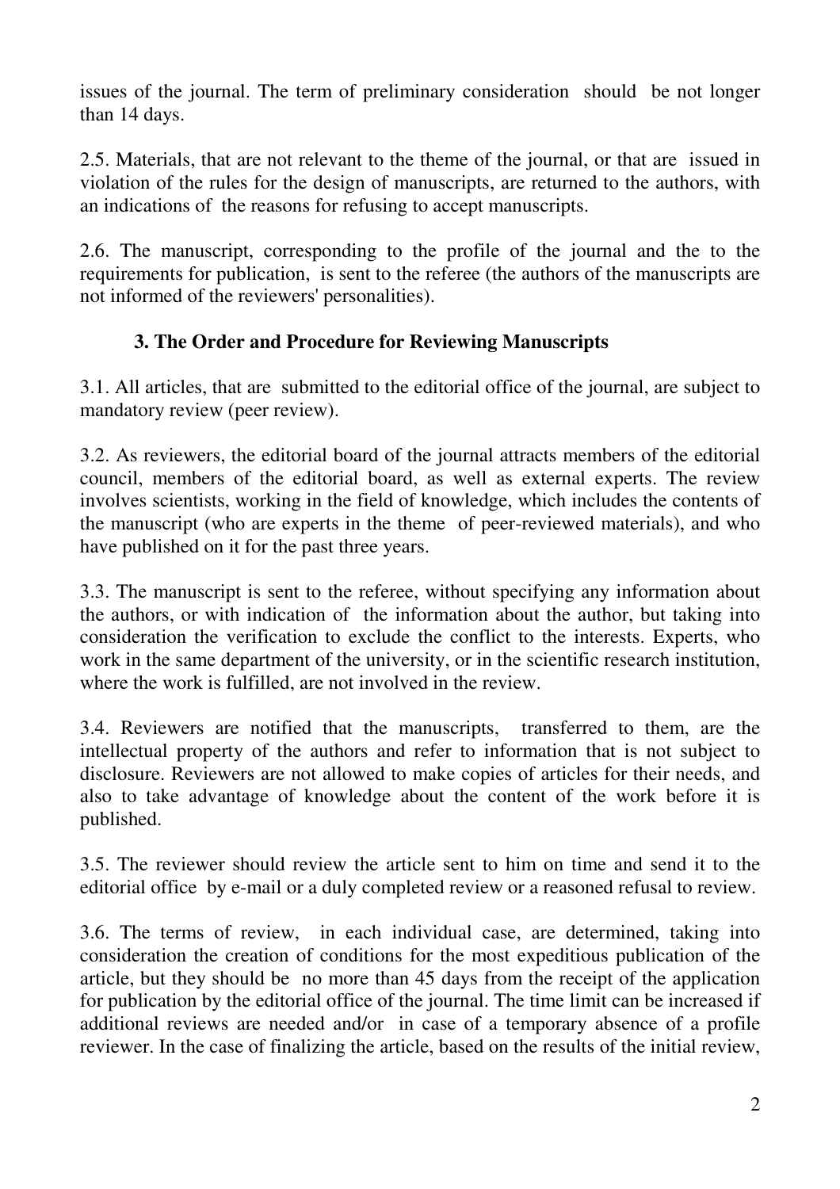issues of the journal. The term of preliminary consideration should be not longer than 14 days.

2.5. Materials, that are not relevant to the theme of the journal, or that are issued in violation of the rules for the design of manuscripts, are returned to the authors, with an indications of the reasons for refusing to accept manuscripts.

2.6. The manuscript, corresponding to the profile of the journal and the to the requirements for publication, is sent to the referee (the authors of the manuscripts are not informed of the reviewers' personalities).

### 3. The Order and Procedure for Reviewing Manuscripts

3.1. All articles, that are submitted to the editorial office of the journal, are subject to mandatory review (peer review).

3.2. As reviewers, the editorial board of the journal attracts members of the editorial council, members of the editorial board, as well as external experts. The review involves scientists, working in the field of knowledge, which includes the contents of the manuscript (who are experts in the theme of peer-reviewed materials), and who have published on it for the past three years.

3.3. The manuscript is sent to the referee, without specifying any information about the authors, or with indication of the information about the author, but taking into consideration the verification to exclude the conflict to the interests. Experts, who work in the same department of the university, or in the scientific research institution, where the work is fulfilled, are not involved in the review.

3.4. Reviewers are notified that the manuscripts, transferred to them, are the intellectual property of the authors and refer to information that is not subject to disclosure. Reviewers are not allowed to make copies of articles for their needs, and also to take advantage of knowledge about the content of the work before it is published.

3.5. The reviewer should review the article sent to him on time and send it to the editorial office by e-mail or a duly completed review or a reasoned refusal to review.

3.6. The terms of review, in each individual case, are determined, taking into consideration the creation of conditions for the most expeditious publication of the article, but they should be no more than 45 days from the receipt of the application for publication by the editorial office of the journal. The time limit can be increased if additional reviews are needed and/or in case of a temporary absence of a profile reviewer. In the case of finalizing the article, based on the results of the initial review,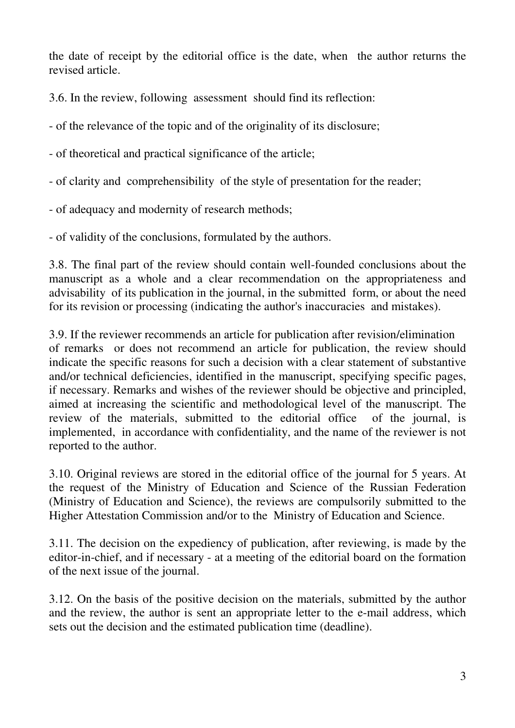the date of receipt by the editorial office is the date, when the author returns the revised article.

3.6. In the review, following assessment should find its reflection:

- of the relevance of the topic and of the originality of its disclosure;
- of theoretical and practical significance of the article;
- of clarity and comprehensibility of the style of presentation for the reader;
- of adequacy and modernity of research methods;
- of validity of the conclusions, formulated by the authors.

3.8. The final part of the review should contain well-founded conclusions about the manuscript as a whole and a clear recommendation on the appropriateness and advisability of its publication in the journal, in the submitted form, or about the need for its revision or processing (indicating the author's inaccuracies and mistakes).

3.9. If the reviewer recommends an article for publication after revision/elimination of remarks or does not recommend an article for publication, the review should indicate the specific reasons for such a decision with a clear statement of substantive and/or technical deficiencies, identified in the manuscript, specifying specific pages, if necessary. Remarks and wishes of the reviewer should be objective and principled, aimed at increasing the scientific and methodological level of the manuscript. The review of the materials, submitted to the editorial office of the journal, is implemented, in accordance with confidentiality, and the name of the reviewer is not reported to the author.

3.10. Original reviews are stored in the editorial office of the journal for 5 years. At the request of the Ministry of Education and Science of the Russian Federation (Ministry of Education and Science), the reviews are compulsorily submitted to the Higher Attestation Commission and/or to the Ministry of Education and Science.

3.11. The decision on the expediency of publication, after reviewing, is made by the editor-in-chief, and if necessary - at a meeting of the editorial board on the formation of the next issue of the journal.

3.12. On the basis of the positive decision on the materials, submitted by the author and the review, the author is sent an appropriate letter to the e-mail address, which sets out the decision and the estimated publication time (deadline).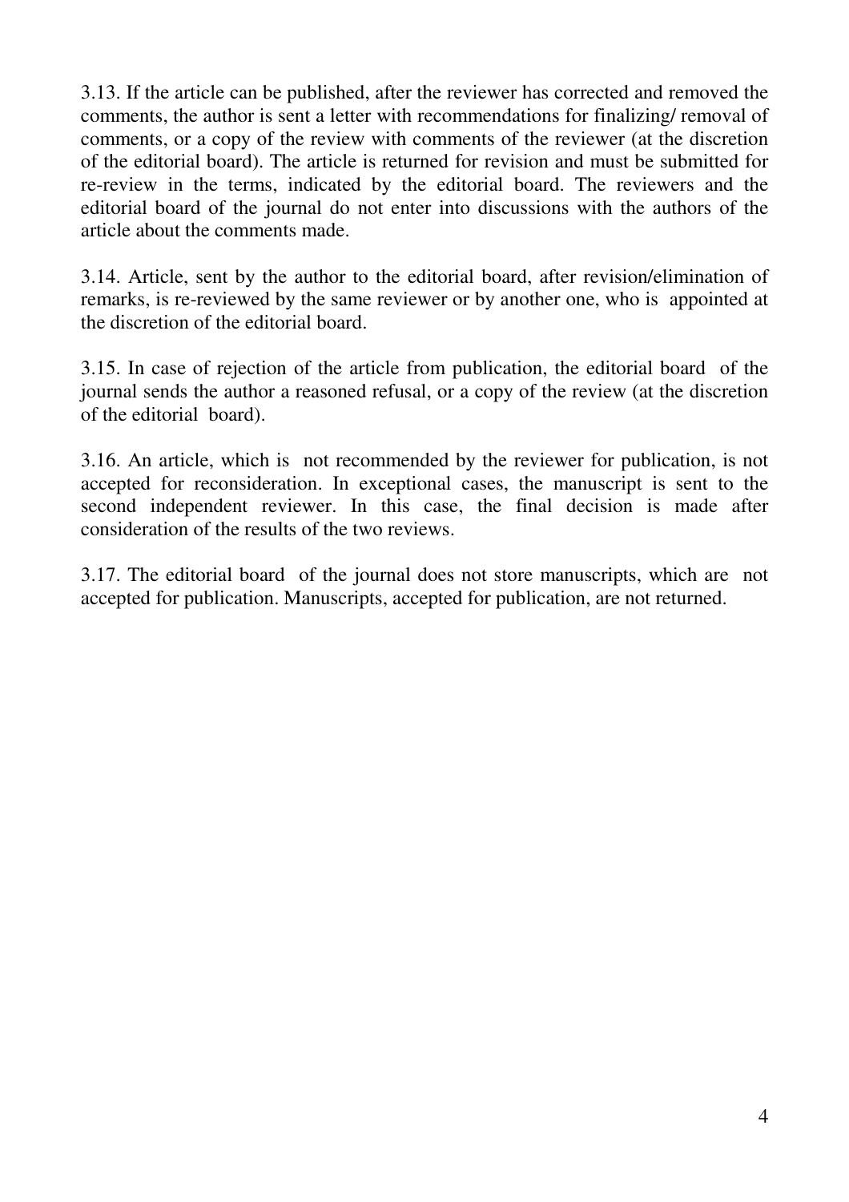3.13. If the article can be published, after the reviewer has corrected and removed the comments, the author is sent a letter with recommendations for finalizing/ removal of comments, or a copy of the review with comments of the reviewer (at the discretion of the editorial board). The article is returned for revision and must be submitted for re-review in the terms, indicated by the editorial board. The reviewers and the editorial board of the journal do not enter into discussions with the authors of the article about the comments made.

3.14. Article, sent by the author to the editorial board, after revision/elimination of remarks, is re-reviewed by the same reviewer or by another one, who is appointed at the discretion of the editorial board.

3.15. In case of rejection of the article from publication, the editorial board of the journal sends the author a reasoned refusal, or a copy of the review (at the discretion of the editorial board).

3.16. An article, which is not recommended by the reviewer for publication, is not accepted for reconsideration. In exceptional cases, the manuscript is sent to the second independent reviewer. In this case, the final decision is made after consideration of the results of the two reviews.

3.17. The editorial board of the journal does not store manuscripts, which are not accepted for publication. Manuscripts, accepted for publication, are not returned.